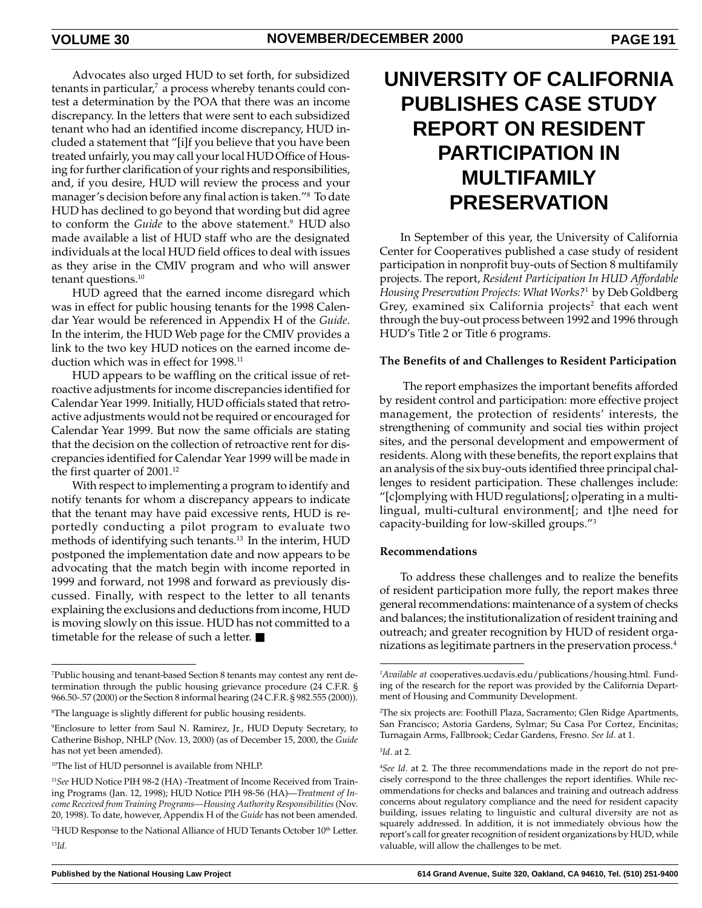Advocates also urged HUD to set forth, for subsidized tenants in particular,[7] a process whereby tenants could contest a determination by the POA that there was an income discrepancy. In the letters that were sent to each subsidized tenant who had an identified income discrepancy, HUD included a statement that "[i]f you believe that you have been treated unfairly, you may call your local HUD Office of Housing for further clarification of your rights and responsibilities, and, if you desire, HUD will review the process and your manager's decision before any final action is taken."[8] To date HUD has declined to go beyond that wording but did agree to conform the *Guide* to the above statement.[9] HUD also made available a list of HUD staff who are the designated individuals at the local HUD field offices to deal with issues as they arise in the CMIV program and who will answer tenant questions.[10]

HUD agreed that the earned income disregard which was in effect for public housing tenants for the 1998 Calendar Year would be referenced in Appendix H of the *Guide*. In the interim, the HUD Web page for the CMIV provides a link to the two key HUD notices on the earned income deduction which was in effect for 1998.[11]

HUD appears to be waffling on the critical issue of retroactive adjustments for income discrepancies identified for Calendar Year 1999. Initially, HUD officials stated that retroactive adjustments would not be required or encouraged for Calendar Year 1999. But now the same officials are stating that the decision on the collection of retroactive rent for discrepancies identified for Calendar Year 1999 will be made in the first quarter of 2001.[12]

With respect to implementing a program to identify and notify tenants for whom a discrepancy appears to indicate that the tenant may have paid excessive rents, HUD is reportedly conducting a pilot program to evaluate two methods of identifying such tenants.[13] In the interim, HUD postponed the implementation date and now appears to be advocating that the match begin with income reported in 1999 and forward, not 1998 and forward as previously discussed. Finally, with respect to the letter to all tenants explaining the exclusions and deductions from income, HUD is moving slowly on this issue. HUD has not committed to a timetable for the release of such a letter. ■

[7]Public housing and tenant-based Section 8 tenants may contest any rent determination through the public housing grievance procedure (24 C.F.R. § 966.50-.57 (2000) or the Section 8 informal hearing (24 C.F.R. § 982.555 (2000)).

[8]The language is slightly different for public housing residents.

[9]Enclosure to letter from Saul N. Ramirez, Jr., HUD Deputy Secretary, to Catherine Bishop, NHLP (Nov. 13, 2000) (as of December 15, 2000, the *Guide* has not yet been amended).

[10]The list of HUD personnel is available from NHLP.

[11]*See* HUD Notice PIH 98-2 (HA) -Treatment of Income Received from Training Programs (Jan. 12, 1998); HUD Notice PIH 98-56 (HA)—*Treatment of Income Received from Training Programs—Housing Authority Responsibilities* (Nov. 20, 1998). To date, however, Appendix H of the *Guide* has not been amended.

[12]HUD Response to the National Alliance of HUD Tenants October 10th Letter.

[13]*Id.*

# UNIVERSITY OF CALIFORNIA PUBLISHES CASE STUDY REPORT ON RESIDENT PARTICIPATION IN MULTIFAMILY PRESERVATION

In September of this year, the University of California Center for Cooperatives published a case study of resident participation in nonprofit buy-outs of Section 8 multifamily projects. The report, *Resident Participation In HUD Affordable Housing Preservation Projects: What Works?*[1] by Deb Goldberg Grey, examined six California projects[2] that each went through the buy-out process between 1992 and 1996 through HUD's Title 2 or Title 6 programs.

### The Benefits of and Challenges to Resident Participation

The report emphasizes the important benefits afforded by resident control and participation: more effective project management, the protection of residents' interests, the strengthening of community and social ties within project sites, and the personal development and empowerment of residents. Along with these benefits, the report explains that an analysis of the six buy-outs identified three principal challenges to resident participation. These challenges include: "[c]omplying with HUD regulations[; o]perating in a multilingual, multi-cultural environment[; and t]he need for capacity-building for low-skilled groups."[3]

### Recommendations

To address these challenges and to realize the benefits of resident participation more fully, the report makes three general recommendations: maintenance of a system of checks and balances; the institutionalization of resident training and outreach; and greater recognition by HUD of resident organizations as legitimate partners in the preservation process.[4]

[1]*Available at* cooperatives.ucdavis.edu/publications/housing.html. Funding of the research for the report was provided by the California Department of Housing and Community Development.

[2]The six projects are: Foothill Plaza, Sacramento; Glen Ridge Apartments, San Francisco; Astoria Gardens, Sylmar; Su Casa Por Cortez, Encinitas; Turnagain Arms, Fallbrook; Cedar Gardens, Fresno. *See Id*. at 1.

[3]*Id*. at 2.

[4]*See Id*. at 2. The three recommendations made in the report do not precisely correspond to the three challenges the report identifies. While recommendations for checks and balances and training and outreach address concerns about regulatory compliance and the need for resident capacity building, issues relating to linguistic and cultural diversity are not as squarely addressed. In addition, it is not immediately obvious how the report's call for greater recognition of resident organizations by HUD, while valuable, will allow the challenges to be met.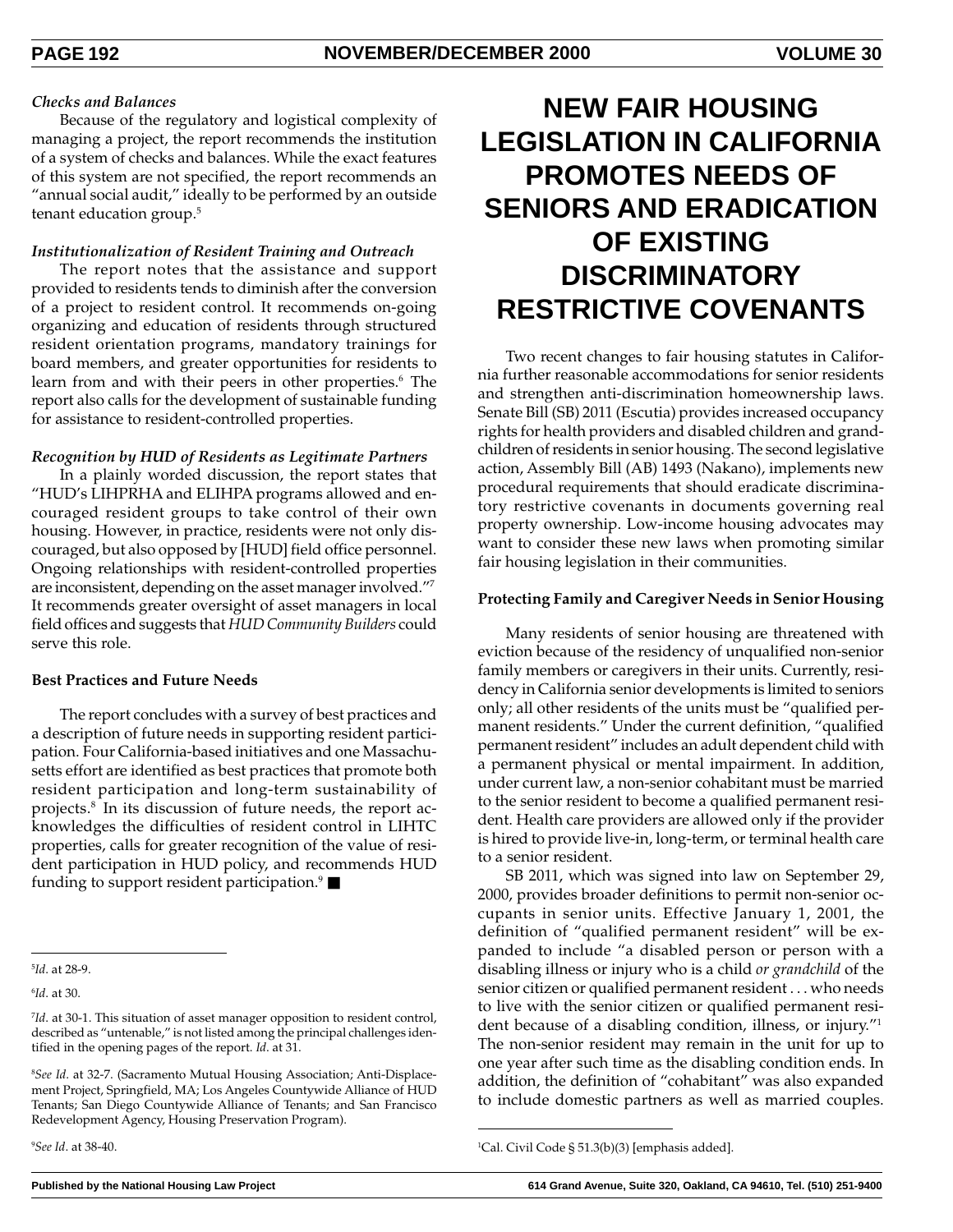### *Checks and Balances*

Because of the regulatory and logistical complexity of managing a project, the report recommends the institution of a system of checks and balances. While the exact features of this system are not specified, the report recommends an "annual social audit," ideally to be performed by an outside tenant education group.[5]

### *Institutionalization of Resident Training and Outreach*

The report notes that the assistance and support provided to residents tends to diminish after the conversion of a project to resident control. It recommends on-going organizing and education of residents through structured resident orientation programs, mandatory trainings for board members, and greater opportunities for residents to learn from and with their peers in other properties.[6] The report also calls for the development of sustainable funding for assistance to resident-controlled properties.

### *Recognition by HUD of Residents as Legitimate Partners*

In a plainly worded discussion, the report states that "HUD's LIHPRHA and ELIHPA programs allowed and encouraged resident groups to take control of their own housing. However, in practice, residents were not only discouraged, but also opposed by [HUD] field office personnel. Ongoing relationships with resident-controlled properties are inconsistent, depending on the asset manager involved."[7] It recommends greater oversight of asset managers in local field offices and suggests that *HUD Community Builders* could serve this role.

### **Best Practices and Future Needs**

The report concludes with a survey of best practices and a description of future needs in supporting resident participation. Four California-based initiatives and one Massachusetts effort are identified as best practices that promote both resident participation and long-term sustainability of projects.[8] In its discussion of future needs, the report acknowledges the difficulties of resident control in LIHTC properties, calls for greater recognition of the value of resident participation in HUD policy, and recommends HUD funding to support resident participation.[9] ■

---

[5]*Id*. at 28-9.

[6]*Id*. at 30.

[7]*Id*. at 30-1. This situation of asset manager opposition to resident control, described as "untenable," is not listed among the principal challenges identified in the opening pages of the report. *Id*. at 31.

[8]*See Id*. at 32-7. (Sacramento Mutual Housing Association; Anti-Displacement Project, Springfield, MA; Los Angeles Countywide Alliance of HUD Tenants; San Diego Countywide Alliance of Tenants; and San Francisco Redevelopment Agency, Housing Preservation Program).

[9]*See Id*. at 38-40.

# NEW FAIR HOUSING LEGISLATION IN CALIFORNIA PROMOTES NEEDS OF SENIORS AND ERADICATION OF EXISTING DISCRIMINATORY RESTRICTIVE COVENANTS

Two recent changes to fair housing statutes in California further reasonable accommodations for senior residents and strengthen anti-discrimination homeownership laws. Senate Bill (SB) 2011 (Escutia) provides increased occupancy rights for health providers and disabled children and grandchildren of residents in senior housing. The second legislative action, Assembly Bill (AB) 1493 (Nakano), implements new procedural requirements that should eradicate discriminatory restrictive covenants in documents governing real property ownership. Low-income housing advocates may want to consider these new laws when promoting similar fair housing legislation in their communities.

### **Protecting Family and Caregiver Needs in Senior Housing**

Many residents of senior housing are threatened with eviction because of the residency of unqualified non-senior family members or caregivers in their units. Currently, residency in California senior developments is limited to seniors only; all other residents of the units must be "qualified permanent residents." Under the current definition, "qualified permanent resident" includes an adult dependent child with a permanent physical or mental impairment. In addition, under current law, a non-senior cohabitant must be married to the senior resident to become a qualified permanent resident. Health care providers are allowed only if the provider is hired to provide live-in, long-term, or terminal health care to a senior resident.

SB 2011, which was signed into law on September 29, 2000, provides broader definitions to permit non-senior occupants in senior units. Effective January 1, 2001, the definition of "qualified permanent resident" will be expanded to include "a disabled person or person with a disabling illness or injury who is a child *or grandchild* of the senior citizen or qualified permanent resident . . . who needs to live with the senior citizen or qualified permanent resident because of a disabling condition, illness, or injury."[1] The non-senior resident may remain in the unit for up to one year after such time as the disabling condition ends. In addition, the definition of "cohabitant" was also expanded to include domestic partners as well as married couples.

---

[1]Cal. Civil Code § 51.3(b)(3) [emphasis added].